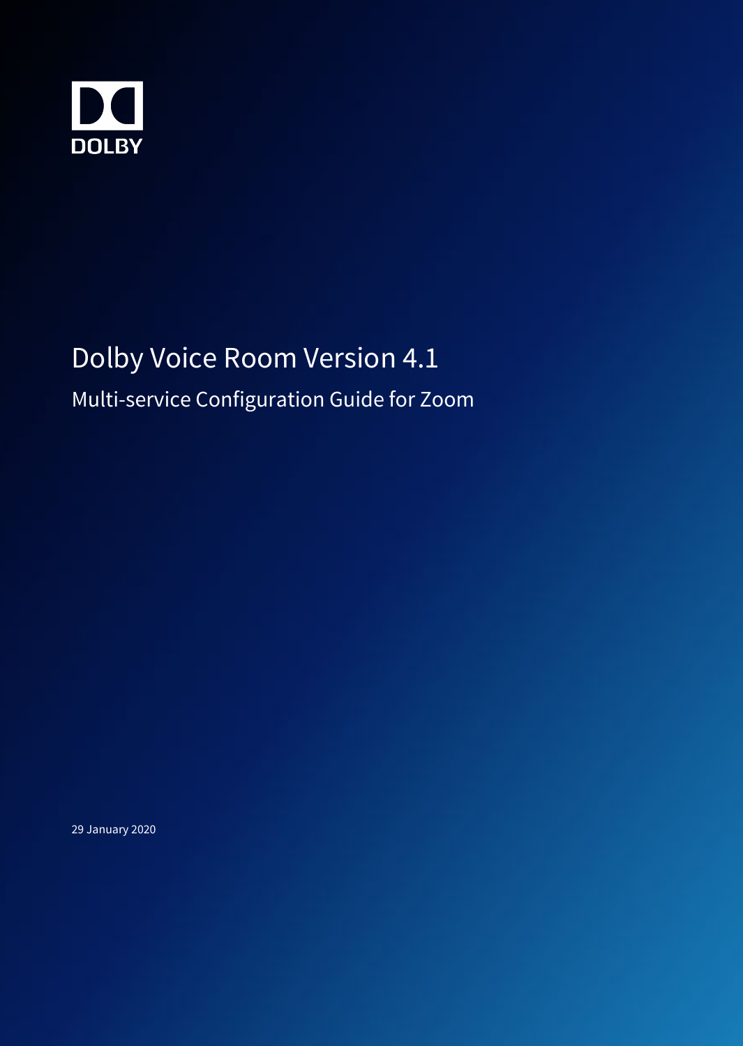DOLBY

# Dolby Voice Room Version 4.1

## Multi-service Configuration Guide for Zoom

29 January 2020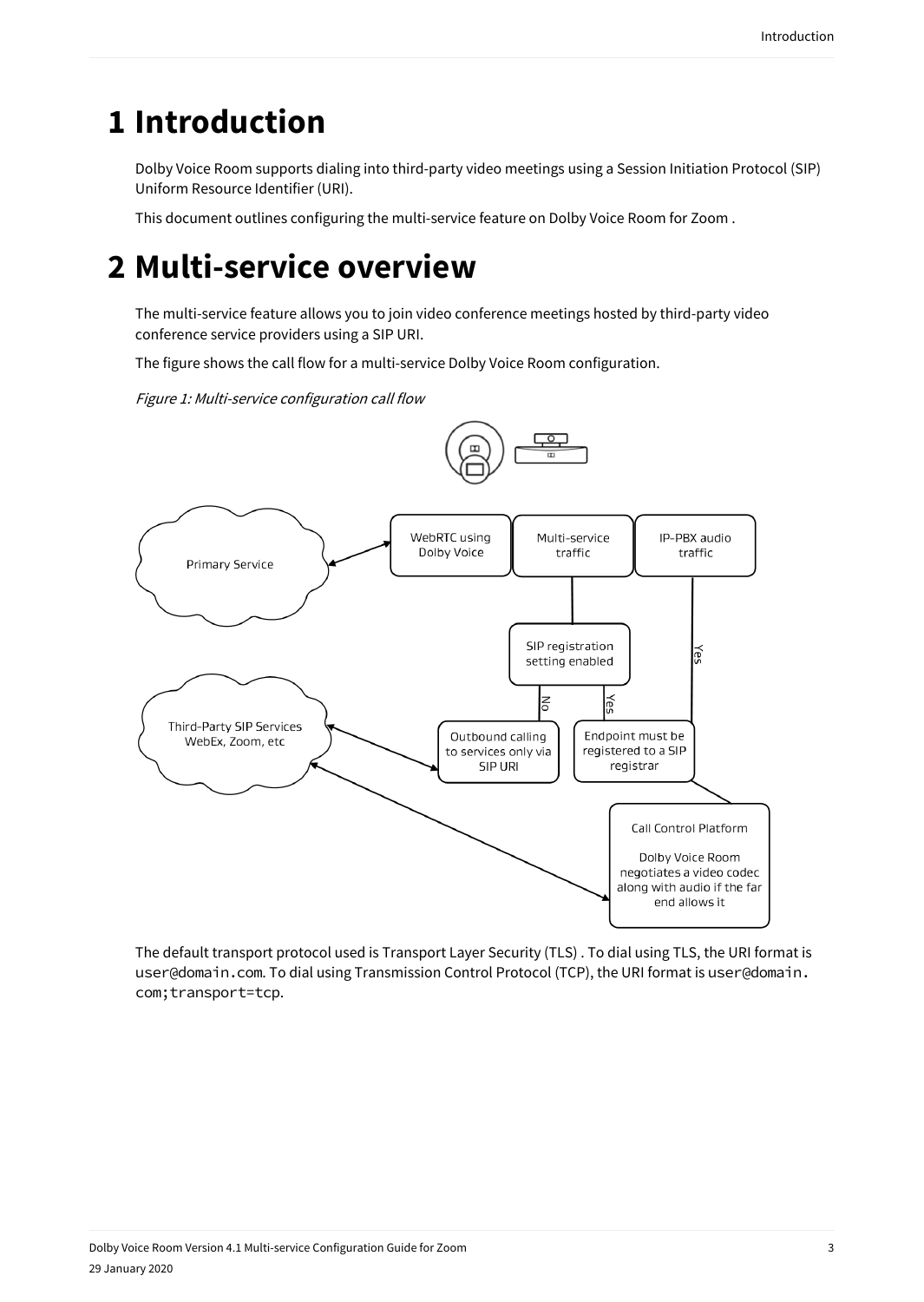# 1 Introduction

Dolby Voice Room supports dialing into third-party video meetings using a Session Initiation Protocol (SIP) Uniform Resource Identifier (URI).

This document outlines configuring the multi-service feature on Dolby Voice Room for Zoom .

# 2 Multi-service overview

The multi-service feature allows you to join video conference meetings hosted by third-party video conference service providers using a SIP URI.

The figure shows the call flow for a multi-service Dolby Voice Room configuration.

*Figure 1: Multi-service configuration call flow*

The default transport protocol used is Transport Layer Security (TLS) . To dial using TLS, the URI format is `user@domain.com`. To dial using Transmission Control Protocol (TCP), the URI format is `user@domain.com;transport=tcp`.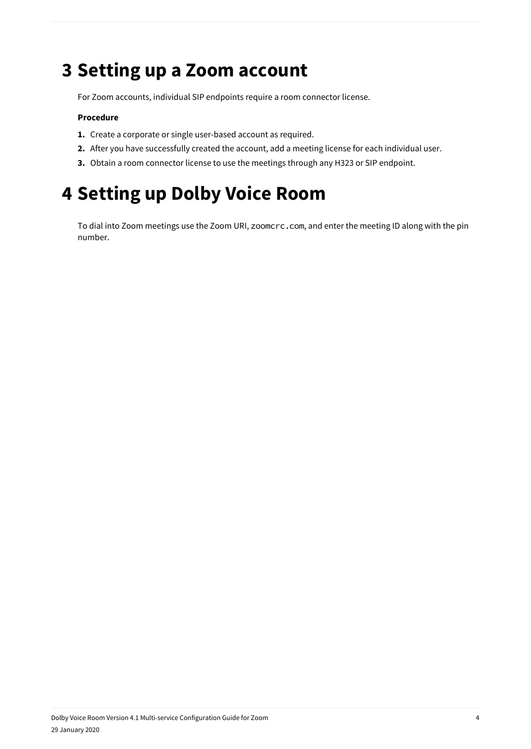# 3 Setting up a Zoom account

For Zoom accounts, individual SIP endpoints require a room connector license.

**Procedure**

1. Create a corporate or single user-based account as required.
2. After you have successfully created the account, add a meeting license for each individual user.
3. Obtain a room connector license to use the meetings through any H323 or SIP endpoint.

# 4 Setting up Dolby Voice Room

To dial into Zoom meetings use the Zoom URI, `zoomcrc.com`, and enter the meeting ID along with the pin number.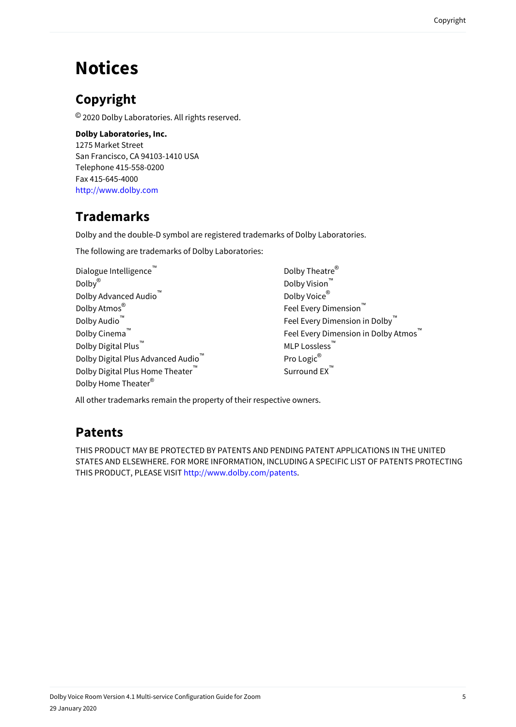# Notices

## Copyright

© 2020 Dolby Laboratories. All rights reserved.

**Dolby Laboratories, Inc.**
1275 Market Street
San Francisco, CA 94103-1410 USA
Telephone 415-558-0200
Fax 415-645-4000
http://www.dolby.com

## Trademarks

Dolby and the double-D symbol are registered trademarks of Dolby Laboratories.

The following are trademarks of Dolby Laboratories:

Dialogue Intelligence™
Dolby®
Dolby Advanced Audio™
Dolby Atmos®
Dolby Audio™
Dolby Cinema™
Dolby Digital Plus™
Dolby Digital Plus Advanced Audio™
Dolby Digital Plus Home Theater™
Dolby Home Theater®
Dolby Theatre®
Dolby Vision™
Dolby Voice®
Feel Every Dimension™
Feel Every Dimension in Dolby™
Feel Every Dimension in Dolby Atmos™
MLP Lossless™
Pro Logic®
Surround EX™

All other trademarks remain the property of their respective owners.

## Patents

THIS PRODUCT MAY BE PROTECTED BY PATENTS AND PENDING PATENT APPLICATIONS IN THE UNITED STATES AND ELSEWHERE. FOR MORE INFORMATION, INCLUDING A SPECIFIC LIST OF PATENTS PROTECTING THIS PRODUCT, PLEASE VISIT http://www.dolby.com/patents.